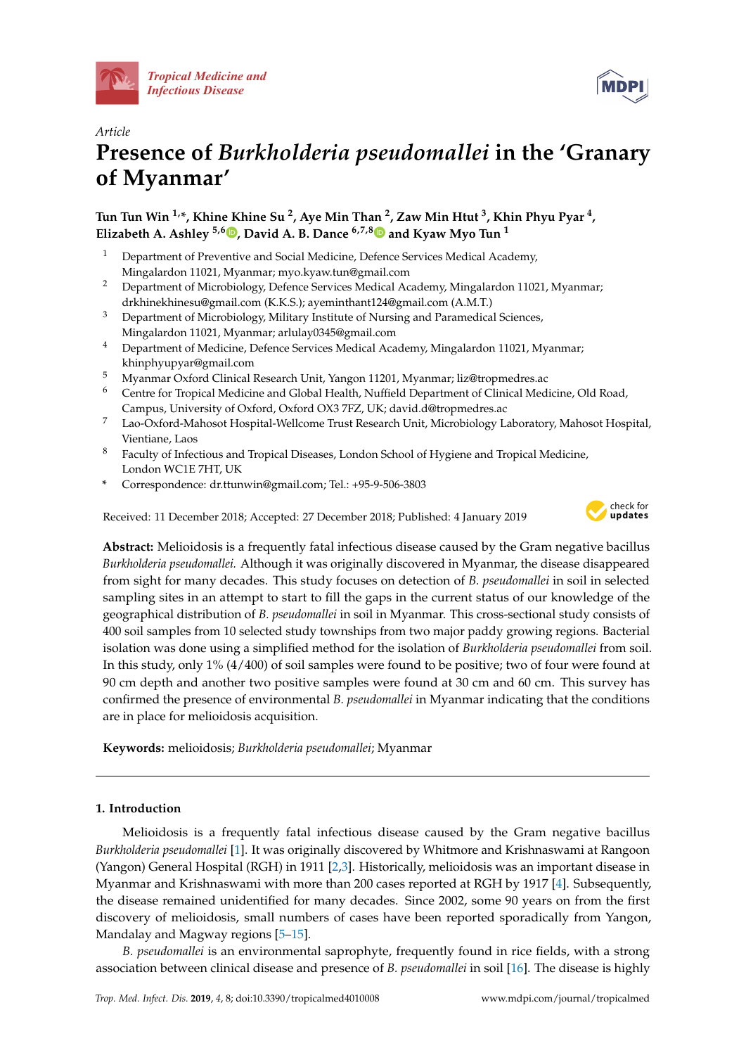*Tropical Medicine and Infectious Disease*

*Article*

# Presence of *Burkholderia pseudomallei* in the 'Granary of Myanmar'

**Tun Tun Win [1,*], Khine Khine Su [2], Aye Min Than [2], Zaw Min Htut [3], Khin Phyu Pyar [4], Elizabeth A. Ashley [5,6], David A. B. Dance [6,7,8] and Kyaw Myo Tun [1]**

1. Department of Preventive and Social Medicine, Defence Services Medical Academy, Mingalardon 11021, Myanmar; myo.kyaw.tun@gmail.com
2. Department of Microbiology, Defence Services Medical Academy, Mingalardon 11021, Myanmar; drkhinekhinesu@gmail.com (K.K.S.); ayeminthant124@gmail.com (A.M.T.)
3. Department of Microbiology, Military Institute of Nursing and Paramedical Sciences, Mingalardon 11021, Myanmar; arlulay0345@gmail.com
4. Department of Medicine, Defence Services Medical Academy, Mingalardon 11021, Myanmar; khinphyupyar@gmail.com
5. Myanmar Oxford Clinical Research Unit, Yangon 11201, Myanmar; liz@tropmedres.ac
6. Centre for Tropical Medicine and Global Health, Nuffield Department of Clinical Medicine, Old Road, Campus, University of Oxford, Oxford OX3 7FZ, UK; david.d@tropmedres.ac
7. Lao-Oxford-Mahosot Hospital-Wellcome Trust Research Unit, Microbiology Laboratory, Mahosot Hospital, Vientiane, Laos
8. Faculty of Infectious and Tropical Diseases, London School of Hygiene and Tropical Medicine, London WC1E 7HT, UK

\* Correspondence: dr.ttunwin@gmail.com; Tel.: +95-9-506-3803

Received: 11 December 2018; Accepted: 27 December 2018; Published: 4 January 2019

**Abstract:** Melioidosis is a frequently fatal infectious disease caused by the Gram negative bacillus *Burkholderia pseudomallei.* Although it was originally discovered in Myanmar, the disease disappeared from sight for many decades. This study focuses on detection of *B. pseudomallei* in soil in selected sampling sites in an attempt to start to fill the gaps in the current status of our knowledge of the geographical distribution of *B. pseudomallei* in soil in Myanmar. This cross-sectional study consists of 400 soil samples from 10 selected study townships from two major paddy growing regions. Bacterial isolation was done using a simplified method for the isolation of *Burkholderia pseudomallei* from soil. In this study, only 1% (4/400) of soil samples were found to be positive; two of four were found at 90 cm depth and another two positive samples were found at 30 cm and 60 cm. This survey has confirmed the presence of environmental *B. pseudomallei* in Myanmar indicating that the conditions are in place for melioidosis acquisition.

**Keywords:** melioidosis; *Burkholderia pseudomallei*; Myanmar

## 1. Introduction

Melioidosis is a frequently fatal infectious disease caused by the Gram negative bacillus *Burkholderia pseudomallei* [1]. It was originally discovered by Whitmore and Krishnaswami at Rangoon (Yangon) General Hospital (RGH) in 1911 [2,3]. Historically, melioidosis was an important disease in Myanmar and Krishnaswami with more than 200 cases reported at RGH by 1917 [4]. Subsequently, the disease remained unidentified for many decades. Since 2002, some 90 years on from the first discovery of melioidosis, small numbers of cases have been reported sporadically from Yangon, Mandalay and Magway regions [5–15].

*B. pseudomallei* is an environmental saprophyte, frequently found in rice fields, with a strong association between clinical disease and presence of *B. pseudomallei* in soil [16]. The disease is highly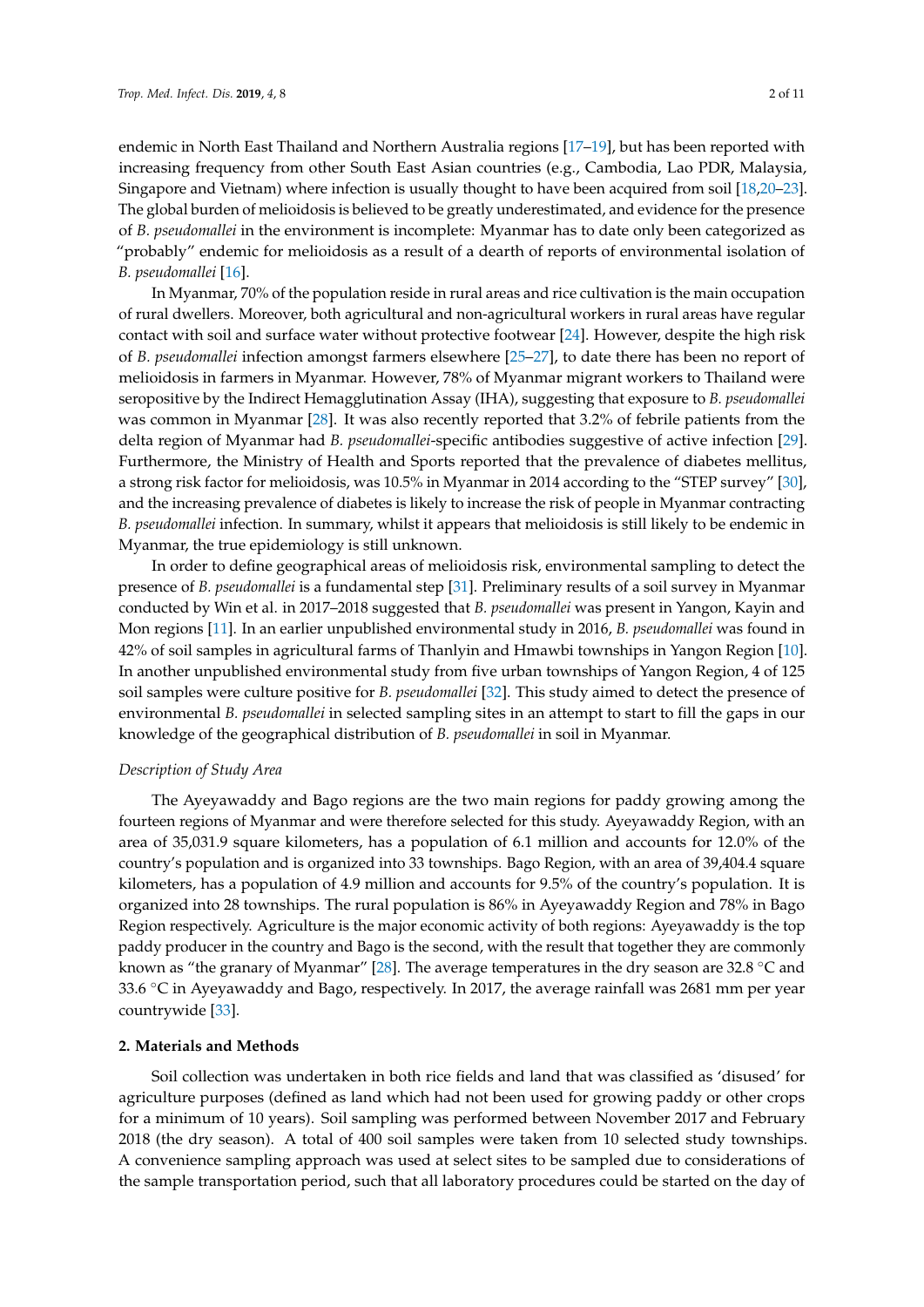endemic in North East Thailand and Northern Australia regions [17–19], but has been reported with increasing frequency from other South East Asian countries (e.g., Cambodia, Lao PDR, Malaysia, Singapore and Vietnam) where infection is usually thought to have been acquired from soil [18,20–23]. The global burden of melioidosis is believed to be greatly underestimated, and evidence for the presence of *B. pseudomallei* in the environment is incomplete: Myanmar has to date only been categorized as "probably" endemic for melioidosis as a result of a dearth of reports of environmental isolation of *B. pseudomallei* [16].

In Myanmar, 70% of the population reside in rural areas and rice cultivation is the main occupation of rural dwellers. Moreover, both agricultural and non-agricultural workers in rural areas have regular contact with soil and surface water without protective footwear [24]. However, despite the high risk of *B. pseudomallei* infection amongst farmers elsewhere [25–27], to date there has been no report of melioidosis in farmers in Myanmar. However, 78% of Myanmar migrant workers to Thailand were seropositive by the Indirect Hemagglutination Assay (IHA), suggesting that exposure to *B. pseudomallei* was common in Myanmar [28]. It was also recently reported that 3.2% of febrile patients from the delta region of Myanmar had *B. pseudomallei*-specific antibodies suggestive of active infection [29]. Furthermore, the Ministry of Health and Sports reported that the prevalence of diabetes mellitus, a strong risk factor for melioidosis, was 10.5% in Myanmar in 2014 according to the "STEP survey" [30], and the increasing prevalence of diabetes is likely to increase the risk of people in Myanmar contracting *B. pseudomallei* infection. In summary, whilst it appears that melioidosis is still likely to be endemic in Myanmar, the true epidemiology is still unknown.

In order to define geographical areas of melioidosis risk, environmental sampling to detect the presence of *B. pseudomallei* is a fundamental step [31]. Preliminary results of a soil survey in Myanmar conducted by Win et al. in 2017–2018 suggested that *B. pseudomallei* was present in Yangon, Kayin and Mon regions [11]. In an earlier unpublished environmental study in 2016, *B. pseudomallei* was found in 42% of soil samples in agricultural farms of Thanlyin and Hmawbi townships in Yangon Region [10]. In another unpublished environmental study from five urban townships of Yangon Region, 4 of 125 soil samples were culture positive for *B. pseudomallei* [32]. This study aimed to detect the presence of environmental *B. pseudomallei* in selected sampling sites in an attempt to start to fill the gaps in our knowledge of the geographical distribution of *B. pseudomallei* in soil in Myanmar.

### *Description of Study Area*

The Ayeyawaddy and Bago regions are the two main regions for paddy growing among the fourteen regions of Myanmar and were therefore selected for this study. Ayeyawaddy Region, with an area of 35,031.9 square kilometers, has a population of 6.1 million and accounts for 12.0% of the country's population and is organized into 33 townships. Bago Region, with an area of 39,404.4 square kilometers, has a population of 4.9 million and accounts for 9.5% of the country's population. It is organized into 28 townships. The rural population is 86% in Ayeyawaddy Region and 78% in Bago Region respectively. Agriculture is the major economic activity of both regions: Ayeyawaddy is the top paddy producer in the country and Bago is the second, with the result that together they are commonly known as "the granary of Myanmar" [28]. The average temperatures in the dry season are 32.8 °C and 33.6 °C in Ayeyawaddy and Bago, respectively. In 2017, the average rainfall was 2681 mm per year countrywide [33].

## 2. Materials and Methods

Soil collection was undertaken in both rice fields and land that was classified as 'disused' for agriculture purposes (defined as land which had not been used for growing paddy or other crops for a minimum of 10 years). Soil sampling was performed between November 2017 and February 2018 (the dry season). A total of 400 soil samples were taken from 10 selected study townships. A convenience sampling approach was used at select sites to be sampled due to considerations of the sample transportation period, such that all laboratory procedures could be started on the day of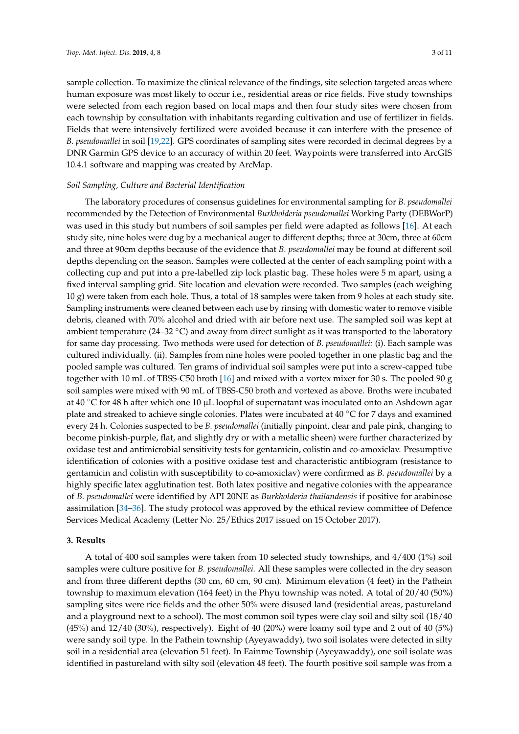sample collection. To maximize the clinical relevance of the findings, site selection targeted areas where human exposure was most likely to occur i.e., residential areas or rice fields. Five study townships were selected from each region based on local maps and then four study sites were chosen from each township by consultation with inhabitants regarding cultivation and use of fertilizer in fields. Fields that were intensively fertilized were avoided because it can interfere with the presence of *B. pseudomallei* in soil [19,22]. GPS coordinates of sampling sites were recorded in decimal degrees by a DNR Garmin GPS device to an accuracy of within 20 feet. Waypoints were transferred into ArcGIS 10.4.1 software and mapping was created by ArcMap.

*Soil Sampling, Culture and Bacterial Identification*

The laboratory procedures of consensus guidelines for environmental sampling for *B. pseudomallei* recommended by the Detection of Environmental *Burkholderia pseudomallei* Working Party (DEBWorP) was used in this study but numbers of soil samples per field were adapted as follows [16]. At each study site, nine holes were dug by a mechanical auger to different depths; three at 30cm, three at 60cm and three at 90cm depths because of the evidence that *B. pseudomallei* may be found at different soil depths depending on the season. Samples were collected at the center of each sampling point with a collecting cup and put into a pre-labelled zip lock plastic bag. These holes were 5 m apart, using a fixed interval sampling grid. Site location and elevation were recorded. Two samples (each weighing 10 g) were taken from each hole. Thus, a total of 18 samples were taken from 9 holes at each study site. Sampling instruments were cleaned between each use by rinsing with domestic water to remove visible debris, cleaned with 70% alcohol and dried with air before next use. The sampled soil was kept at ambient temperature (24–32 °C) and away from direct sunlight as it was transported to the laboratory for same day processing. Two methods were used for detection of *B. pseudomallei:* (i). Each sample was cultured individually. (ii). Samples from nine holes were pooled together in one plastic bag and the pooled sample was cultured. Ten grams of individual soil samples were put into a screw-capped tube together with 10 mL of TBSS-C50 broth [16] and mixed with a vortex mixer for 30 s. The pooled 90 g soil samples were mixed with 90 mL of TBSS-C50 broth and vortexed as above. Broths were incubated at 40 °C for 48 h after which one 10 µL loopful of supernatant was inoculated onto an Ashdown agar plate and streaked to achieve single colonies. Plates were incubated at 40 °C for 7 days and examined every 24 h. Colonies suspected to be *B. pseudomallei* (initially pinpoint, clear and pale pink, changing to become pinkish-purple, flat, and slightly dry or with a metallic sheen) were further characterized by oxidase test and antimicrobial sensitivity tests for gentamicin, colistin and co-amoxiclav. Presumptive identification of colonies with a positive oxidase test and characteristic antibiogram (resistance to gentamicin and colistin with susceptibility to co-amoxiclav) were confirmed as *B. pseudomallei* by a highly specific latex agglutination test. Both latex positive and negative colonies with the appearance of *B. pseudomallei* were identified by API 20NE as *Burkholderia thailandensis* if positive for arabinose assimilation [34–36]. The study protocol was approved by the ethical review committee of Defence Services Medical Academy (Letter No. 25/Ethics 2017 issued on 15 October 2017).

## 3. Results

A total of 400 soil samples were taken from 10 selected study townships, and 4/400 (1%) soil samples were culture positive for *B. pseudomallei.* All these samples were collected in the dry season and from three different depths (30 cm, 60 cm, 90 cm). Minimum elevation (4 feet) in the Pathein township to maximum elevation (164 feet) in the Phyu township was noted. A total of 20/40 (50%) sampling sites were rice fields and the other 50% were disused land (residential areas, pastureland and a playground next to a school). The most common soil types were clay soil and silty soil (18/40 (45%) and 12/40 (30%), respectively). Eight of 40 (20%) were loamy soil type and 2 out of 40 (5%) were sandy soil type. In the Pathein township (Ayeyawaddy), two soil isolates were detected in silty soil in a residential area (elevation 51 feet). In Eainme Township (Ayeyawaddy), one soil isolate was identified in pastureland with silty soil (elevation 48 feet). The fourth positive soil sample was from a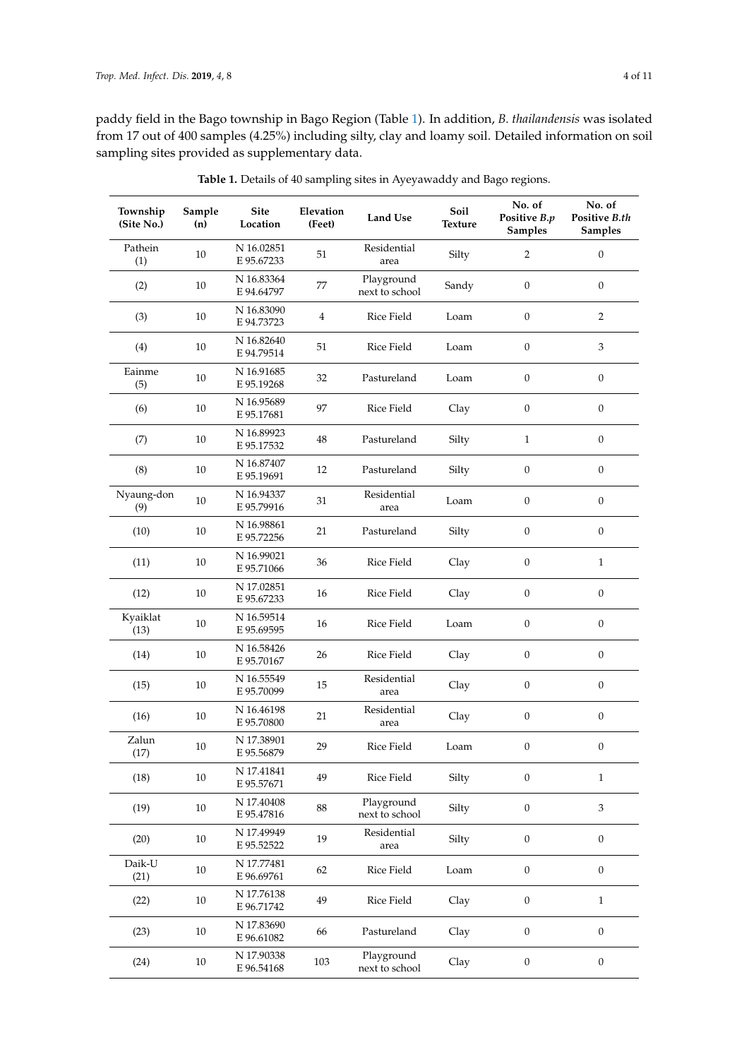paddy field in the Bago township in Bago Region (Table 1). In addition, *B. thailandensis* was isolated from 17 out of 400 samples (4.25%) including silty, clay and loamy soil. Detailed information on soil sampling sites provided as supplementary data.

**Table 1.** Details of 40 sampling sites in Ayeyawaddy and Bago regions.

| Township (Site No.) | Sample (n) | Site Location | Elevation (Feet) | Land Use | Soil Texture | No. of Positive *B.p* Samples | No. of Positive *B.th* Samples |
|---|---|---|---|---|---|---|---|
| Pathein (1) | 10 | N 16.02851 E 95.67233 | 51 | Residential area | Silty | 2 | 0 |
| (2) | 10 | N 16.83364 E 94.64797 | 77 | Playground next to school | Sandy | 0 | 0 |
| (3) | 10 | N 16.83090 E 94.73723 | 4 | Rice Field | Loam | 0 | 2 |
| (4) | 10 | N 16.82640 E 94.79514 | 51 | Rice Field | Loam | 0 | 3 |
| Eainme (5) | 10 | N 16.91685 E 95.19268 | 32 | Pastureland | Loam | 0 | 0 |
| (6) | 10 | N 16.95689 E 95.17681 | 97 | Rice Field | Clay | 0 | 0 |
| (7) | 10 | N 16.89923 E 95.17532 | 48 | Pastureland | Silty | 1 | 0 |
| (8) | 10 | N 16.87407 E 95.19691 | 12 | Pastureland | Silty | 0 | 0 |
| Nyaung-don (9) | 10 | N 16.94337 E 95.79916 | 31 | Residential area | Loam | 0 | 0 |
| (10) | 10 | N 16.98861 E 95.72256 | 21 | Pastureland | Silty | 0 | 0 |
| (11) | 10 | N 16.99021 E 95.71066 | 36 | Rice Field | Clay | 0 | 1 |
| (12) | 10 | N 17.02851 E 95.67233 | 16 | Rice Field | Clay | 0 | 0 |
| Kyaiklat (13) | 10 | N 16.59514 E 95.69595 | 16 | Rice Field | Loam | 0 | 0 |
| (14) | 10 | N 16.58426 E 95.70167 | 26 | Rice Field | Clay | 0 | 0 |
| (15) | 10 | N 16.55549 E 95.70099 | 15 | Residential area | Clay | 0 | 0 |
| (16) | 10 | N 16.46198 E 95.70800 | 21 | Residential area | Clay | 0 | 0 |
| Zalun (17) | 10 | N 17.38901 E 95.56879 | 29 | Rice Field | Loam | 0 | 0 |
| (18) | 10 | N 17.41841 E 95.57671 | 49 | Rice Field | Silty | 0 | 1 |
| (19) | 10 | N 17.40408 E 95.47816 | 88 | Playground next to school | Silty | 0 | 3 |
| (20) | 10 | N 17.49949 E 95.52522 | 19 | Residential area | Silty | 0 | 0 |
| Daik-U (21) | 10 | N 17.77481 E 96.69761 | 62 | Rice Field | Loam | 0 | 0 |
| (22) | 10 | N 17.76138 E 96.71742 | 49 | Rice Field | Clay | 0 | 1 |
| (23) | 10 | N 17.83690 E 96.61082 | 66 | Pastureland | Clay | 0 | 0 |
| (24) | 10 | N 17.90338 E 96.54168 | 103 | Playground next to school | Clay | 0 | 0 |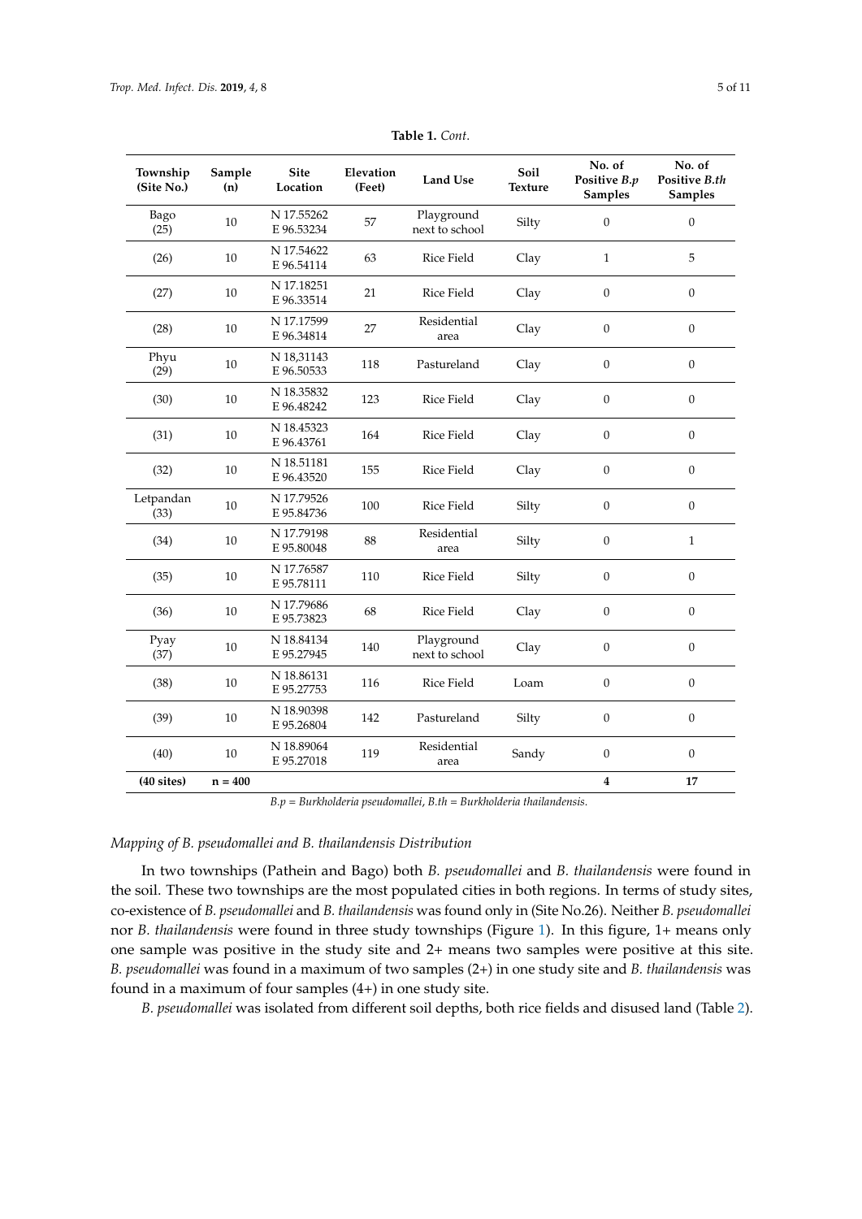**Table 1.** *Cont.*

| Township (Site No.) | Sample (n) | Site Location | Elevation (Feet) | Land Use | Soil Texture | No. of Positive *B.p* Samples | No. of Positive *B.th* Samples |
|---|---|---|---|---|---|---|---|
| Bago (25) | 10 | N 17.55262 E 96.53234 | 57 | Playground next to school | Silty | 0 | 0 |
| (26) | 10 | N 17.54622 E 96.54114 | 63 | Rice Field | Clay | 1 | 5 |
| (27) | 10 | N 17.18251 E 96.33514 | 21 | Rice Field | Clay | 0 | 0 |
| (28) | 10 | N 17.17599 E 96.34814 | 27 | Residential area | Clay | 0 | 0 |
| Phyu (29) | 10 | N 18,31143 E 96.50533 | 118 | Pastureland | Clay | 0 | 0 |
| (30) | 10 | N 18.35832 E 96.48242 | 123 | Rice Field | Clay | 0 | 0 |
| (31) | 10 | N 18.45323 E 96.43761 | 164 | Rice Field | Clay | 0 | 0 |
| (32) | 10 | N 18.51181 E 96.43520 | 155 | Rice Field | Clay | 0 | 0 |
| Letpandan (33) | 10 | N 17.79526 E 95.84736 | 100 | Rice Field | Silty | 0 | 0 |
| (34) | 10 | N 17.79198 E 95.80048 | 88 | Residential area | Silty | 0 | 1 |
| (35) | 10 | N 17.76587 E 95.78111 | 110 | Rice Field | Silty | 0 | 0 |
| (36) | 10 | N 17.79686 E 95.73823 | 68 | Rice Field | Clay | 0 | 0 |
| Pyay (37) | 10 | N 18.84134 E 95.27945 | 140 | Playground next to school | Clay | 0 | 0 |
| (38) | 10 | N 18.86131 E 95.27753 | 116 | Rice Field | Loam | 0 | 0 |
| (39) | 10 | N 18.90398 E 95.26804 | 142 | Pastureland | Silty | 0 | 0 |
| (40) | 10 | N 18.89064 E 95.27018 | 119 | Residential area | Sandy | 0 | 0 |
| **(40 sites)** | **n = 400** | | | | | **4** | **17** |

*B.p = Burkholderia pseudomallei*, *B.th = Burkholderia thailandensis*.

*Mapping of B. pseudomallei and B. thailandensis Distribution*

In two townships (Pathein and Bago) both *B. pseudomallei* and *B. thailandensis* were found in the soil. These two townships are the most populated cities in both regions. In terms of study sites, co-existence of *B. pseudomallei* and *B. thailandensis* was found only in (Site No.26). Neither *B. pseudomallei* nor *B. thailandensis* were found in three study townships (Figure 1). In this figure, 1+ means only one sample was positive in the study site and 2+ means two samples were positive at this site. *B. pseudomallei* was found in a maximum of two samples (2+) in one study site and *B. thailandensis* was found in a maximum of four samples (4+) in one study site.

*B. pseudomallei* was isolated from different soil depths, both rice fields and disused land (Table 2).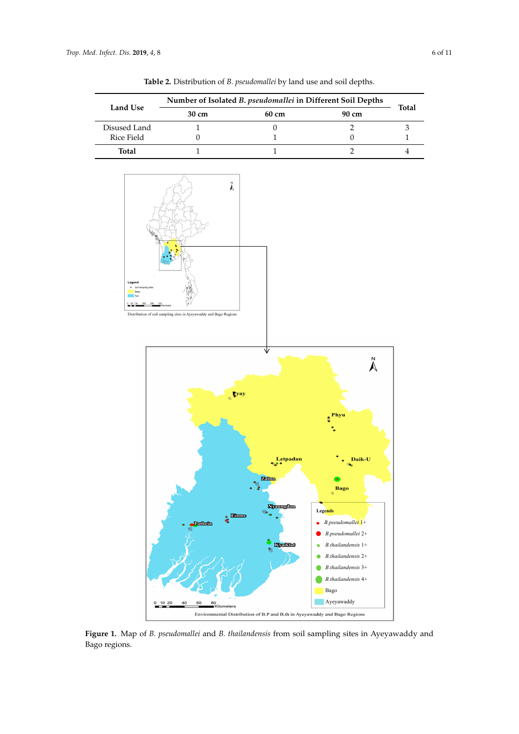**Table 2.** Distribution of *B. pseudomallei* by land use and soil depths.

| Land Use | Number of Isolated *B. pseudomallei* in Different Soil Depths | | | Total |
|---|---|---|---|---|
| | 30 cm | 60 cm | 90 cm | |
| Disused Land | 1 | 0 | 2 | 3 |
| Rice Field | 0 | 1 | 0 | 1 |
| **Total** | 1 | 1 | 2 | 4 |

**Figure 1.** Map of *B. pseudomallei* and *B. thailandensis* from soil sampling sites in Ayeyawaddy and Bago regions.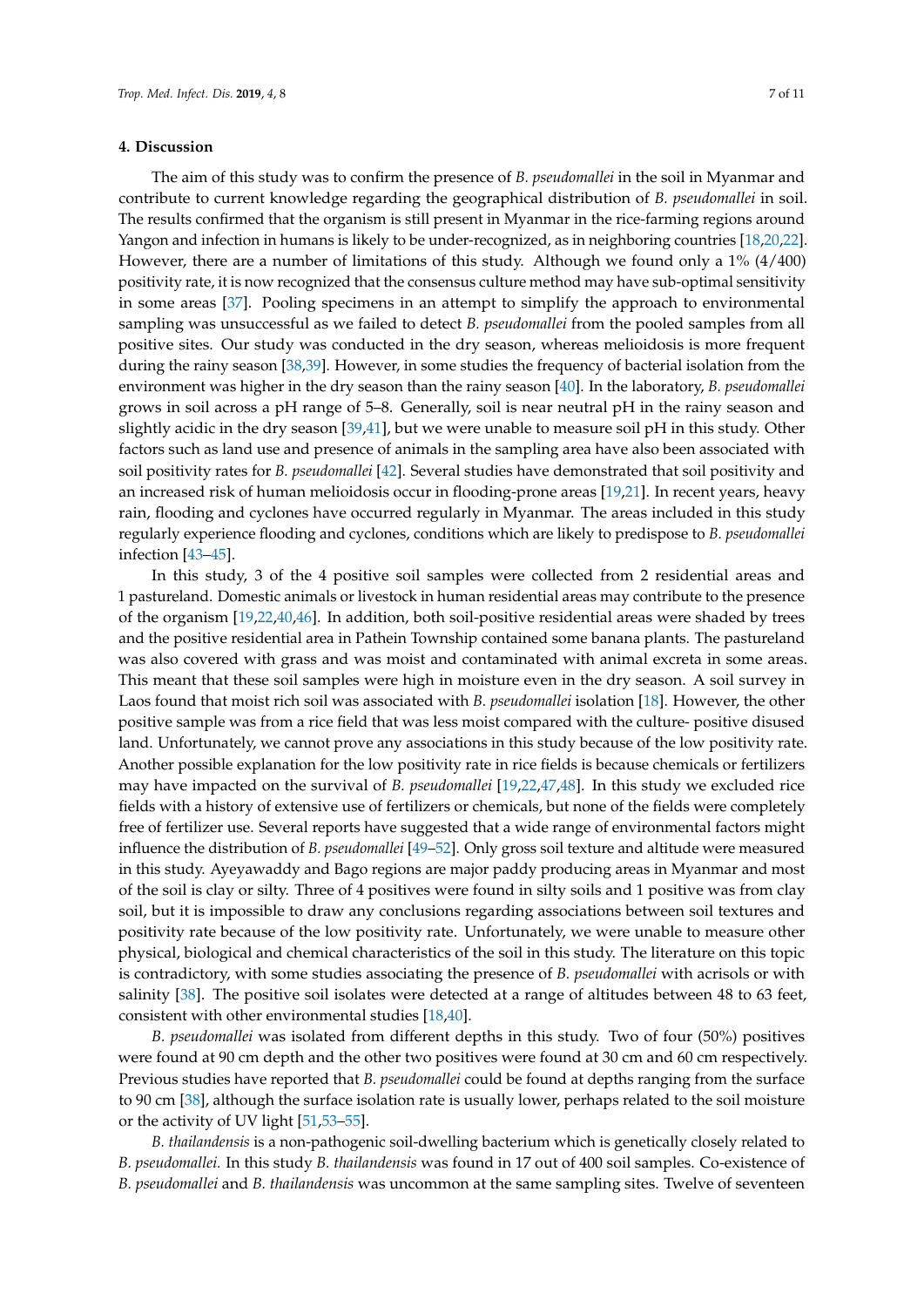## 4. Discussion

The aim of this study was to confirm the presence of *B. pseudomallei* in the soil in Myanmar and contribute to current knowledge regarding the geographical distribution of *B. pseudomallei* in soil. The results confirmed that the organism is still present in Myanmar in the rice-farming regions around Yangon and infection in humans is likely to be under-recognized, as in neighboring countries [18,20,22]. However, there are a number of limitations of this study. Although we found only a 1% (4/400) positivity rate, it is now recognized that the consensus culture method may have sub-optimal sensitivity in some areas [37]. Pooling specimens in an attempt to simplify the approach to environmental sampling was unsuccessful as we failed to detect *B. pseudomallei* from the pooled samples from all positive sites. Our study was conducted in the dry season, whereas melioidosis is more frequent during the rainy season [38,39]. However, in some studies the frequency of bacterial isolation from the environment was higher in the dry season than the rainy season [40]. In the laboratory, *B. pseudomallei* grows in soil across a pH range of 5–8. Generally, soil is near neutral pH in the rainy season and slightly acidic in the dry season [39,41], but we were unable to measure soil pH in this study. Other factors such as land use and presence of animals in the sampling area have also been associated with soil positivity rates for *B. pseudomallei* [42]. Several studies have demonstrated that soil positivity and an increased risk of human melioidosis occur in flooding-prone areas [19,21]. In recent years, heavy rain, flooding and cyclones have occurred regularly in Myanmar. The areas included in this study regularly experience flooding and cyclones, conditions which are likely to predispose to *B. pseudomallei* infection [43–45].

In this study, 3 of the 4 positive soil samples were collected from 2 residential areas and 1 pastureland. Domestic animals or livestock in human residential areas may contribute to the presence of the organism [19,22,40,46]. In addition, both soil-positive residential areas were shaded by trees and the positive residential area in Pathein Township contained some banana plants. The pastureland was also covered with grass and was moist and contaminated with animal excreta in some areas. This meant that these soil samples were high in moisture even in the dry season. A soil survey in Laos found that moist rich soil was associated with *B. pseudomallei* isolation [18]. However, the other positive sample was from a rice field that was less moist compared with the culture- positive disused land. Unfortunately, we cannot prove any associations in this study because of the low positivity rate. Another possible explanation for the low positivity rate in rice fields is because chemicals or fertilizers may have impacted on the survival of *B. pseudomallei* [19,22,47,48]. In this study we excluded rice fields with a history of extensive use of fertilizers or chemicals, but none of the fields were completely free of fertilizer use. Several reports have suggested that a wide range of environmental factors might influence the distribution of *B. pseudomallei* [49–52]. Only gross soil texture and altitude were measured in this study. Ayeyawaddy and Bago regions are major paddy producing areas in Myanmar and most of the soil is clay or silty. Three of 4 positives were found in silty soils and 1 positive was from clay soil, but it is impossible to draw any conclusions regarding associations between soil textures and positivity rate because of the low positivity rate. Unfortunately, we were unable to measure other physical, biological and chemical characteristics of the soil in this study. The literature on this topic is contradictory, with some studies associating the presence of *B. pseudomallei* with acrisols or with salinity [38]. The positive soil isolates were detected at a range of altitudes between 48 to 63 feet, consistent with other environmental studies [18,40].

*B. pseudomallei* was isolated from different depths in this study. Two of four (50%) positives were found at 90 cm depth and the other two positives were found at 30 cm and 60 cm respectively. Previous studies have reported that *B. pseudomallei* could be found at depths ranging from the surface to 90 cm [38], although the surface isolation rate is usually lower, perhaps related to the soil moisture or the activity of UV light [51,53–55].

*B. thailandensis* is a non-pathogenic soil-dwelling bacterium which is genetically closely related to *B. pseudomallei.* In this study *B. thailandensis* was found in 17 out of 400 soil samples. Co-existence of *B. pseudomallei* and *B. thailandensis* was uncommon at the same sampling sites. Twelve of seventeen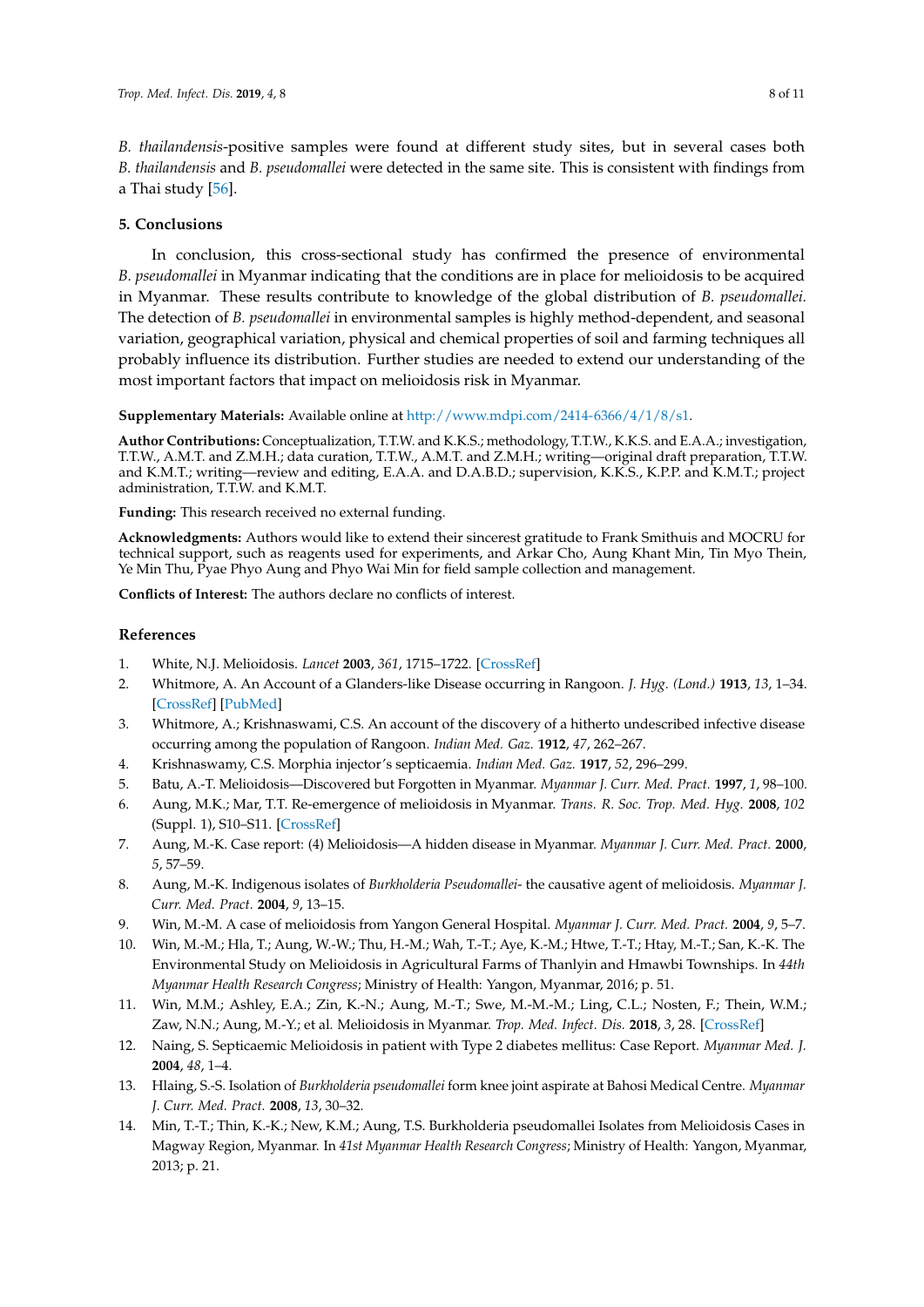*B. thailandensis*-positive samples were found at different study sites, but in several cases both *B. thailandensis* and *B. pseudomallei* were detected in the same site. This is consistent with findings from a Thai study [56].

## 5. Conclusions

In conclusion, this cross-sectional study has confirmed the presence of environmental *B. pseudomallei* in Myanmar indicating that the conditions are in place for melioidosis to be acquired in Myanmar. These results contribute to knowledge of the global distribution of *B. pseudomallei.* The detection of *B. pseudomallei* in environmental samples is highly method-dependent, and seasonal variation, geographical variation, physical and chemical properties of soil and farming techniques all probably influence its distribution. Further studies are needed to extend our understanding of the most important factors that impact on melioidosis risk in Myanmar.

**Supplementary Materials:** Available online at http://www.mdpi.com/2414-6366/4/1/8/s1.

**Author Contributions:** Conceptualization, T.T.W. and K.K.S.; methodology, T.T.W., K.K.S. and E.A.A.; investigation, T.T.W., A.M.T. and Z.M.H.; data curation, T.T.W., A.M.T. and Z.M.H.; writing—original draft preparation, T.T.W. and K.M.T.; writing—review and editing, E.A.A. and D.A.B.D.; supervision, K.K.S., K.P.P. and K.M.T.; project administration, T.T.W. and K.M.T.

**Funding:** This research received no external funding.

**Acknowledgments:** Authors would like to extend their sincerest gratitude to Frank Smithuis and MOCRU for technical support, such as reagents used for experiments, and Arkar Cho, Aung Khant Min, Tin Myo Thein, Ye Min Thu, Pyae Phyo Aung and Phyo Wai Min for field sample collection and management.

**Conflicts of Interest:** The authors declare no conflicts of interest.

## References

1. White, N.J. Melioidosis. *Lancet* **2003**, *361*, 1715–1722. [CrossRef]
2. Whitmore, A. An Account of a Glanders-like Disease occurring in Rangoon. *J. Hyg. (Lond.)* **1913**, *13*, 1–34. [CrossRef] [PubMed]
3. Whitmore, A.; Krishnaswami, C.S. An account of the discovery of a hitherto undescribed infective disease occurring among the population of Rangoon. *Indian Med. Gaz.* **1912**, *47*, 262–267.
4. Krishnaswamy, C.S. Morphia injector's septicaemia. *Indian Med. Gaz.* **1917**, *52*, 296–299.
5. Batu, A.-T. Melioidosis—Discovered but Forgotten in Myanmar. *Myanmar J. Curr. Med. Pract.* **1997**, *1*, 98–100.
6. Aung, M.K.; Mar, T.T. Re-emergence of melioidosis in Myanmar. *Trans. R. Soc. Trop. Med. Hyg.* **2008**, *102* (Suppl. 1), S10–S11. [CrossRef]
7. Aung, M.-K. Case report: (4) Melioidosis—A hidden disease in Myanmar. *Myanmar J. Curr. Med. Pract.* **2000**, *5*, 57–59.
8. Aung, M.-K. Indigenous isolates of *Burkholderia Pseudomallei*- the causative agent of melioidosis. *Myanmar J. Curr. Med. Pract.* **2004**, *9*, 13–15.
9. Win, M.-M. A case of melioidosis from Yangon General Hospital. *Myanmar J. Curr. Med. Pract.* **2004**, *9*, 5–7.
10. Win, M.-M.; Hla, T.; Aung, W.-W.; Thu, H.-M.; Wah, T.-T.; Aye, K.-M.; Htwe, T.-T.; Htay, M.-T.; San, K.-K. The Environmental Study on Melioidosis in Agricultural Farms of Thanlyin and Hmawbi Townships. In *44th Myanmar Health Research Congress*; Ministry of Health: Yangon, Myanmar, 2016; p. 51.
11. Win, M.M.; Ashley, E.A.; Zin, K.-N.; Aung, M.-T.; Swe, M.-M.-M.; Ling, C.L.; Nosten, F.; Thein, W.M.; Zaw, N.N.; Aung, M.-Y.; et al. Melioidosis in Myanmar. *Trop. Med. Infect. Dis.* **2018**, *3*, 28. [CrossRef]
12. Naing, S. Septicaemic Melioidosis in patient with Type 2 diabetes mellitus: Case Report. *Myanmar Med. J.* **2004**, *48*, 1–4.
13. Hlaing, S.-S. Isolation of *Burkholderia pseudomallei* form knee joint aspirate at Bahosi Medical Centre. *Myanmar J. Curr. Med. Pract.* **2008**, *13*, 30–32.
14. Min, T.-T.; Thin, K.-K.; New, K.M.; Aung, T.S. Burkholderia pseudomallei Isolates from Melioidosis Cases in Magway Region, Myanmar. In *41st Myanmar Health Research Congress*; Ministry of Health: Yangon, Myanmar, 2013; p. 21.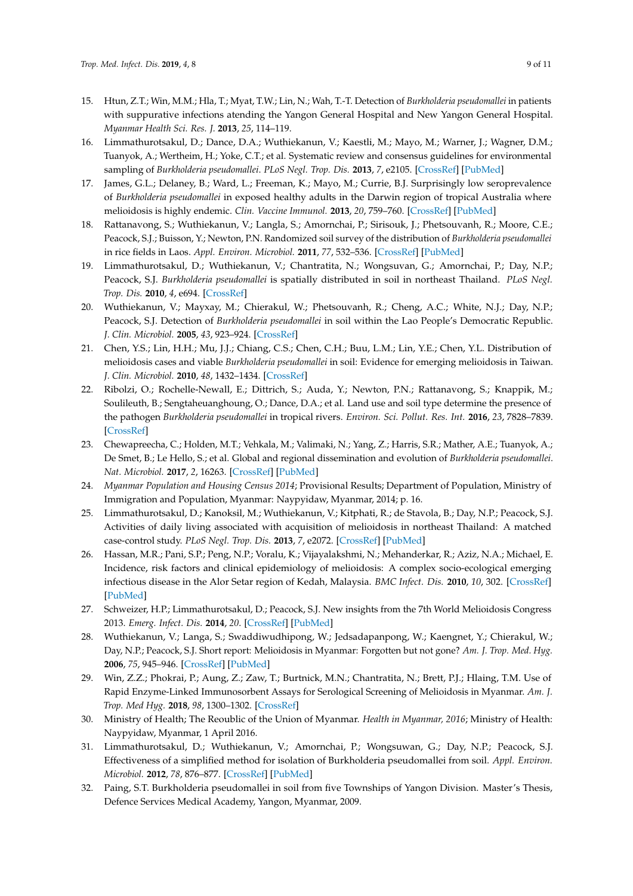15. Htun, Z.T.; Win, M.M.; Hla, T.; Myat, T.W.; Lin, N.; Wah, T.-T. Detection of *Burkholderia pseudomallei* in patients with suppurative infections atending the Yangon General Hospital and New Yangon General Hospital. *Myanmar Health Sci. Res. J.* **2013**, *25*, 114–119.
16. Limmathurotsakul, D.; Dance, D.A.; Wuthiekanun, V.; Kaestli, M.; Mayo, M.; Warner, J.; Wagner, D.M.; Tuanyok, A.; Wertheim, H.; Yoke, C.T.; et al. Systematic review and consensus guidelines for environmental sampling of *Burkholderia pseudomallei*. *PLoS Negl. Trop. Dis.* **2013**, *7*, e2105. [CrossRef] [PubMed]
17. James, G.L.; Delaney, B.; Ward, L.; Freeman, K.; Mayo, M.; Currie, B.J. Surprisingly low seroprevalence of *Burkholderia pseudomallei* in exposed healthy adults in the Darwin region of tropical Australia where melioidosis is highly endemic. *Clin. Vaccine Immunol.* **2013**, *20*, 759–760. [CrossRef] [PubMed]
18. Rattanavong, S.; Wuthiekanun, V.; Langla, S.; Amornchai, P.; Sirisouk, J.; Phetsouvanh, R.; Moore, C.E.; Peacock, S.J.; Buisson, Y.; Newton, P.N. Randomized soil survey of the distribution of *Burkholderia pseudomallei* in rice fields in Laos. *Appl. Environ. Microbiol.* **2011**, *77*, 532–536. [CrossRef] [PubMed]
19. Limmathurotsakul, D.; Wuthiekanun, V.; Chantratita, N.; Wongsuvan, G.; Amornchai, P.; Day, N.P.; Peacock, S.J. *Burkholderia pseudomallei* is spatially distributed in soil in northeast Thailand. *PLoS Negl. Trop. Dis.* **2010**, *4*, e694. [CrossRef]
20. Wuthiekanun, V.; Mayxay, M.; Chierakul, W.; Phetsouvanh, R.; Cheng, A.C.; White, N.J.; Day, N.P.; Peacock, S.J. Detection of *Burkholderia pseudomallei* in soil within the Lao People's Democratic Republic. *J. Clin. Microbiol.* **2005**, *43*, 923–924. [CrossRef]
21. Chen, Y.S.; Lin, H.H.; Mu, J.J.; Chiang, C.S.; Chen, C.H.; Buu, L.M.; Lin, Y.E.; Chen, Y.L. Distribution of melioidosis cases and viable *Burkholderia pseudomallei* in soil: Evidence for emerging melioidosis in Taiwan. *J. Clin. Microbiol.* **2010**, *48*, 1432–1434. [CrossRef]
22. Ribolzi, O.; Rochelle-Newall, E.; Dittrich, S.; Auda, Y.; Newton, P.N.; Rattanavong, S.; Knappik, M.; Soulileuth, B.; Sengtaheuanghoung, O.; Dance, D.A.; et al. Land use and soil type determine the presence of the pathogen *Burkholderia pseudomallei* in tropical rivers. *Environ. Sci. Pollut. Res. Int.* **2016**, *23*, 7828–7839. [CrossRef]
23. Chewapreecha, C.; Holden, M.T.; Vehkala, M.; Valimaki, N.; Yang, Z.; Harris, S.R.; Mather, A.E.; Tuanyok, A.; De Smet, B.; Le Hello, S.; et al. Global and regional dissemination and evolution of *Burkholderia pseudomallei*. *Nat. Microbiol.* **2017**, *2*, 16263. [CrossRef] [PubMed]
24. *Myanmar Population and Housing Census 2014*; Provisional Results; Department of Population, Ministry of Immigration and Population, Myanmar: Naypyidaw, Myanmar, 2014; p. 16.
25. Limmathurotsakul, D.; Kanoksil, M.; Wuthiekanun, V.; Kitphati, R.; de Stavola, B.; Day, N.P.; Peacock, S.J. Activities of daily living associated with acquisition of melioidosis in northeast Thailand: A matched case-control study. *PLoS Negl. Trop. Dis.* **2013**, *7*, e2072. [CrossRef] [PubMed]
26. Hassan, M.R.; Pani, S.P.; Peng, N.P.; Voralu, K.; Vijayalakshmi, N.; Mehanderkar, R.; Aziz, N.A.; Michael, E. Incidence, risk factors and clinical epidemiology of melioidosis: A complex socio-ecological emerging infectious disease in the Alor Setar region of Kedah, Malaysia. *BMC Infect. Dis.* **2010**, *10*, 302. [CrossRef] [PubMed]
27. Schweizer, H.P.; Limmathurotsakul, D.; Peacock, S.J. New insights from the 7th World Melioidosis Congress 2013. *Emerg. Infect. Dis.* **2014**, *20*. [CrossRef] [PubMed]
28. Wuthiekanun, V.; Langa, S.; Swaddiwudhipong, W.; Jedsadapanpong, W.; Kaengnet, Y.; Chierakul, W.; Day, N.P.; Peacock, S.J. Short report: Melioidosis in Myanmar: Forgotten but not gone? *Am. J. Trop. Med. Hyg.* **2006**, *75*, 945–946. [CrossRef] [PubMed]
29. Win, Z.Z.; Phokrai, P.; Aung, Z.; Zaw, T.; Burtnick, M.N.; Chantratita, N.; Brett, P.J.; Hlaing, T.M. Use of Rapid Enzyme-Linked Immunosorbent Assays for Serological Screening of Melioidosis in Myanmar. *Am. J. Trop. Med Hyg.* **2018**, *98*, 1300–1302. [CrossRef]
30. Ministry of Health; The Reoublic of the Union of Myanmar. *Health in Myanmar, 2016*; Ministry of Health: Naypyidaw, Myanmar, 1 April 2016.
31. Limmathurotsakul, D.; Wuthiekanun, V.; Amornchai, P.; Wongsuwan, G.; Day, N.P.; Peacock, S.J. Effectiveness of a simplified method for isolation of Burkholderia pseudomallei from soil. *Appl. Environ. Microbiol.* **2012**, *78*, 876–877. [CrossRef] [PubMed]
32. Paing, S.T. Burkholderia pseudomallei in soil from five Townships of Yangon Division. Master's Thesis, Defence Services Medical Academy, Yangon, Myanmar, 2009.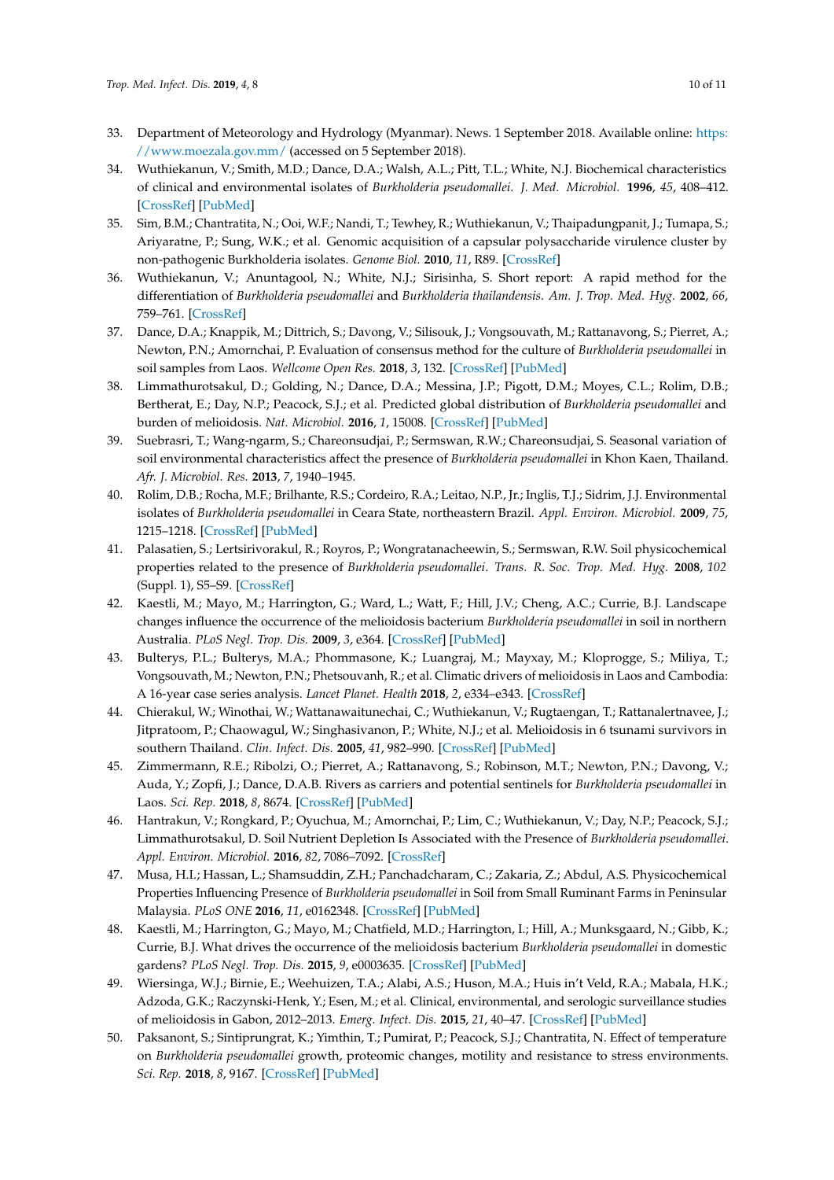33. Department of Meteorology and Hydrology (Myanmar). News. 1 September 2018. Available online: https://www.moezala.gov.mm/ (accessed on 5 September 2018).
34. Wuthiekanun, V.; Smith, M.D.; Dance, D.A.; Walsh, A.L.; Pitt, T.L.; White, N.J. Biochemical characteristics of clinical and environmental isolates of *Burkholderia pseudomallei*. *J. Med. Microbiol.* **1996**, *45*, 408–412. [CrossRef] [PubMed]
35. Sim, B.M.; Chantratita, N.; Ooi, W.F.; Nandi, T.; Tewhey, R.; Wuthiekanun, V.; Thaipadungpanit, J.; Tumapa, S.; Ariyaratne, P.; Sung, W.K.; et al. Genomic acquisition of a capsular polysaccharide virulence cluster by non-pathogenic Burkholderia isolates. *Genome Biol.* **2010**, *11*, R89. [CrossRef]
36. Wuthiekanun, V.; Anuntagool, N.; White, N.J.; Sirisinha, S. Short report: A rapid method for the differentiation of *Burkholderia pseudomallei* and *Burkholderia thailandensis*. *Am. J. Trop. Med. Hyg.* **2002**, *66*, 759–761. [CrossRef]
37. Dance, D.A.; Knappik, M.; Dittrich, S.; Davong, V.; Silisouk, J.; Vongsouvath, M.; Rattanavong, S.; Pierret, A.; Newton, P.N.; Amornchai, P. Evaluation of consensus method for the culture of *Burkholderia pseudomallei* in soil samples from Laos. *Wellcome Open Res.* **2018**, *3*, 132. [CrossRef] [PubMed]
38. Limmathurotsakul, D.; Golding, N.; Dance, D.A.; Messina, J.P.; Pigott, D.M.; Moyes, C.L.; Rolim, D.B.; Bertherat, E.; Day, N.P.; Peacock, S.J.; et al. Predicted global distribution of *Burkholderia pseudomallei* and burden of melioidosis. *Nat. Microbiol.* **2016**, *1*, 15008. [CrossRef] [PubMed]
39. Suebrasri, T.; Wang-ngarm, S.; Chareonsudjai, P.; Sermswan, R.W.; Chareonsudjai, S. Seasonal variation of soil environmental characteristics affect the presence of *Burkholderia pseudomallei* in Khon Kaen, Thailand. *Afr. J. Microbiol. Res.* **2013**, *7*, 1940–1945.
40. Rolim, D.B.; Rocha, M.F.; Brilhante, R.S.; Cordeiro, R.A.; Leitao, N.P., Jr.; Inglis, T.J.; Sidrim, J.J. Environmental isolates of *Burkholderia pseudomallei* in Ceara State, northeastern Brazil. *Appl. Environ. Microbiol.* **2009**, *75*, 1215–1218. [CrossRef] [PubMed]
41. Palasatien, S.; Lertsirivorakul, R.; Royros, P.; Wongratanacheewin, S.; Sermswan, R.W. Soil physicochemical properties related to the presence of *Burkholderia pseudomallei*. *Trans. R. Soc. Trop. Med. Hyg.* **2008**, *102* (Suppl. 1), S5–S9. [CrossRef]
42. Kaestli, M.; Mayo, M.; Harrington, G.; Ward, L.; Watt, F.; Hill, J.V.; Cheng, A.C.; Currie, B.J. Landscape changes influence the occurrence of the melioidosis bacterium *Burkholderia pseudomallei* in soil in northern Australia. *PLoS Negl. Trop. Dis.* **2009**, *3*, e364. [CrossRef] [PubMed]
43. Bulterys, P.L.; Bulterys, M.A.; Phommasone, K.; Luangraj, M.; Mayxay, M.; Kloprogge, S.; Miliya, T.; Vongsouvath, M.; Newton, P.N.; Phetsouvanh, R.; et al. Climatic drivers of melioidosis in Laos and Cambodia: A 16-year case series analysis. *Lancet Planet. Health* **2018**, *2*, e334–e343. [CrossRef]
44. Chierakul, W.; Winothai, W.; Wattanawaitunechai, C.; Wuthiekanun, V.; Rugtaengan, T.; Rattanalertnavee, J.; Jitpratoom, P.; Chaowagul, W.; Singhasivanon, P.; White, N.J.; et al. Melioidosis in 6 tsunami survivors in southern Thailand. *Clin. Infect. Dis.* **2005**, *41*, 982–990. [CrossRef] [PubMed]
45. Zimmermann, R.E.; Ribolzi, O.; Pierret, A.; Rattanavong, S.; Robinson, M.T.; Newton, P.N.; Davong, V.; Auda, Y.; Zopfi, J.; Dance, D.A.B. Rivers as carriers and potential sentinels for *Burkholderia pseudomallei* in Laos. *Sci. Rep.* **2018**, *8*, 8674. [CrossRef] [PubMed]
46. Hantrakun, V.; Rongkard, P.; Oyuchua, M.; Amornchai, P.; Lim, C.; Wuthiekanun, V.; Day, N.P.; Peacock, S.J.; Limmathurotsakul, D. Soil Nutrient Depletion Is Associated with the Presence of *Burkholderia pseudomallei*. *Appl. Environ. Microbiol.* **2016**, *82*, 7086–7092. [CrossRef]
47. Musa, H.I.; Hassan, L.; Shamsuddin, Z.H.; Panchadcharam, C.; Zakaria, Z.; Abdul, A.S. Physicochemical Properties Influencing Presence of *Burkholderia pseudomallei* in Soil from Small Ruminant Farms in Peninsular Malaysia. *PLoS ONE* **2016**, *11*, e0162348. [CrossRef] [PubMed]
48. Kaestli, M.; Harrington, G.; Mayo, M.; Chatfield, M.D.; Harrington, I.; Hill, A.; Munksgaard, N.; Gibb, K.; Currie, B.J. What drives the occurrence of the melioidosis bacterium *Burkholderia pseudomallei* in domestic gardens? *PLoS Negl. Trop. Dis.* **2015**, *9*, e0003635. [CrossRef] [PubMed]
49. Wiersinga, W.J.; Birnie, E.; Weehuizen, T.A.; Alabi, A.S.; Huson, M.A.; Huis in't Veld, R.A.; Mabala, H.K.; Adzoda, G.K.; Raczynski-Henk, Y.; Esen, M.; et al. Clinical, environmental, and serologic surveillance studies of melioidosis in Gabon, 2012–2013. *Emerg. Infect. Dis.* **2015**, *21*, 40–47. [CrossRef] [PubMed]
50. Paksanont, S.; Sintiprungrat, K.; Yimthin, T.; Pumirat, P.; Peacock, S.J.; Chantratita, N. Effect of temperature on *Burkholderia pseudomallei* growth, proteomic changes, motility and resistance to stress environments. *Sci. Rep.* **2018**, *8*, 9167. [CrossRef] [PubMed]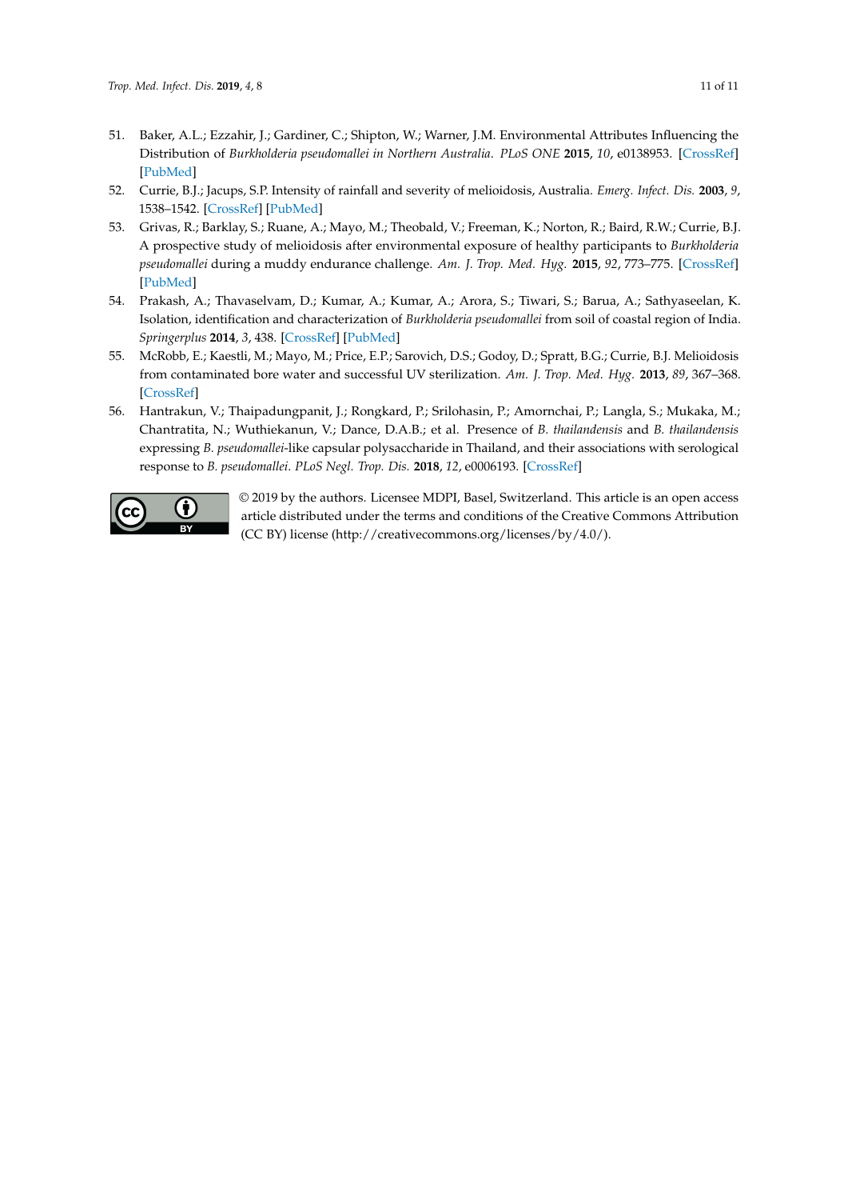51. Baker, A.L.; Ezzahir, J.; Gardiner, C.; Shipton, W.; Warner, J.M. Environmental Attributes Influencing the Distribution of *Burkholderia pseudomallei in Northern Australia*. *PLoS ONE* **2015**, *10*, e0138953. [CrossRef] [PubMed]
52. Currie, B.J.; Jacups, S.P. Intensity of rainfall and severity of melioidosis, Australia. *Emerg. Infect. Dis.* **2003**, *9*, 1538–1542. [CrossRef] [PubMed]
53. Grivas, R.; Barklay, S.; Ruane, A.; Mayo, M.; Theobald, V.; Freeman, K.; Norton, R.; Baird, R.W.; Currie, B.J. A prospective study of melioidosis after environmental exposure of healthy participants to *Burkholderia pseudomallei* during a muddy endurance challenge. *Am. J. Trop. Med. Hyg.* **2015**, *92*, 773–775. [CrossRef] [PubMed]
54. Prakash, A.; Thavaselvam, D.; Kumar, A.; Kumar, A.; Arora, S.; Tiwari, S.; Barua, A.; Sathyaseelan, K. Isolation, identification and characterization of *Burkholderia pseudomallei* from soil of coastal region of India. *Springerplus* **2014**, *3*, 438. [CrossRef] [PubMed]
55. McRobb, E.; Kaestli, M.; Mayo, M.; Price, E.P.; Sarovich, D.S.; Godoy, D.; Spratt, B.G.; Currie, B.J. Melioidosis from contaminated bore water and successful UV sterilization. *Am. J. Trop. Med. Hyg.* **2013**, *89*, 367–368. [CrossRef]
56. Hantrakun, V.; Thaipadungpanit, J.; Rongkard, P.; Srilohasin, P.; Amornchai, P.; Langla, S.; Mukaka, M.; Chantratita, N.; Wuthiekanun, V.; Dance, D.A.B.; et al. Presence of *B. thailandensis* and *B. thailandensis* expressing *B. pseudomallei*-like capsular polysaccharide in Thailand, and their associations with serological response to *B. pseudomallei*. *PLoS Negl. Trop. Dis.* **2018**, *12*, e0006193. [CrossRef]

© 2019 by the authors. Licensee MDPI, Basel, Switzerland. This article is an open access article distributed under the terms and conditions of the Creative Commons Attribution (CC BY) license (http://creativecommons.org/licenses/by/4.0/).